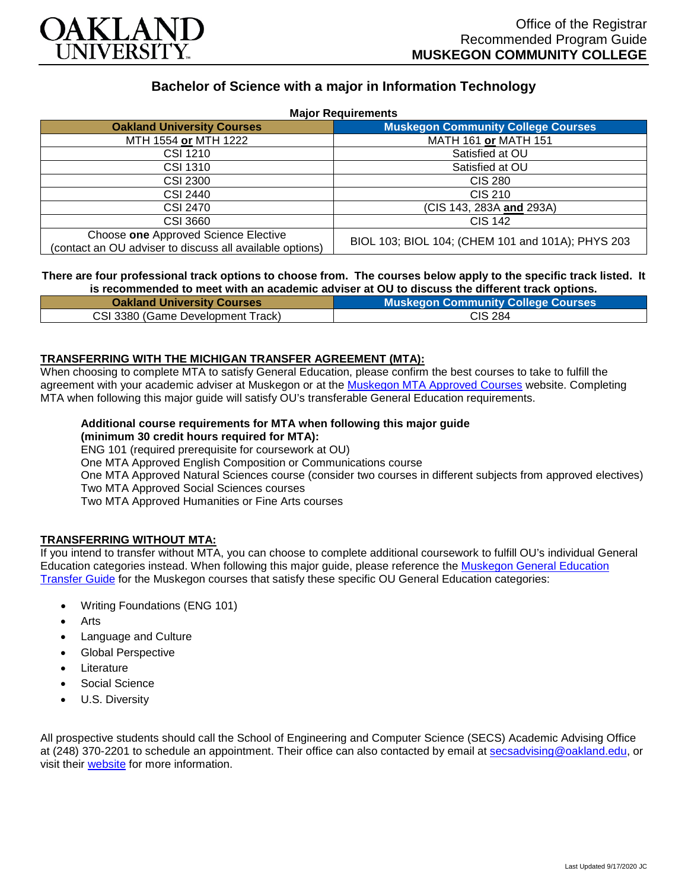OAKLAND UNIVERSITY

Office of the Registrar
Recommended Program Guide
**MUSKEGON COMMUNITY COLLEGE**

# Bachelor of Science with a major in Information Technology

**Major Requirements**

| Oakland University Courses | Muskegon Community College Courses |
|---|---|
| MTH 1554 **or** MTH 1222 | MATH 161 **or** MATH 151 |
| CSI 1210 | Satisfied at OU |
| CSI 1310 | Satisfied at OU |
| CSI 2300 | CIS 280 |
| CSI 2440 | CIS 210 |
| CSI 2470 | (CIS 143, 283A **and** 293A) |
| CSI 3660 | CIS 142 |
| Choose **one** Approved Science Elective (contact an OU adviser to discuss all available options) | BIOL 103; BIOL 104; (CHEM 101 and 101A); PHYS 203 |

**There are four professional track options to choose from. The courses below apply to the specific track listed. It is recommended to meet with an academic adviser at OU to discuss the different track options.**

| Oakland University Courses | Muskegon Community College Courses |
|---|---|
| CSI 3380 (Game Development Track) | CIS 284 |

## TRANSFERRING WITH THE MICHIGAN TRANSFER AGREEMENT (MTA):

When choosing to complete MTA to satisfy General Education, please confirm the best courses to take to fulfill the agreement with your academic adviser at Muskegon or at the Muskegon MTA Approved Courses website. Completing MTA when following this major guide will satisfy OU's transferable General Education requirements.

**Additional course requirements for MTA when following this major guide (minimum 30 credit hours required for MTA):**

ENG 101 (required prerequisite for coursework at OU)
One MTA Approved English Composition or Communications course
One MTA Approved Natural Sciences course (consider two courses in different subjects from approved electives)
Two MTA Approved Social Sciences courses
Two MTA Approved Humanities or Fine Arts courses

## TRANSFERRING WITHOUT MTA:

If you intend to transfer without MTA, you can choose to complete additional coursework to fulfill OU's individual General Education categories instead. When following this major guide, please reference the Muskegon General Education Transfer Guide for the Muskegon courses that satisfy these specific OU General Education categories:

- Writing Foundations (ENG 101)
- Arts
- Language and Culture
- Global Perspective
- Literature
- Social Science
- U.S. Diversity

All prospective students should call the School of Engineering and Computer Science (SECS) Academic Advising Office at (248) 370-2201 to schedule an appointment. Their office can also contacted by email at secsadvising@oakland.edu, or visit their website for more information.

Last Updated 9/17/2020 JC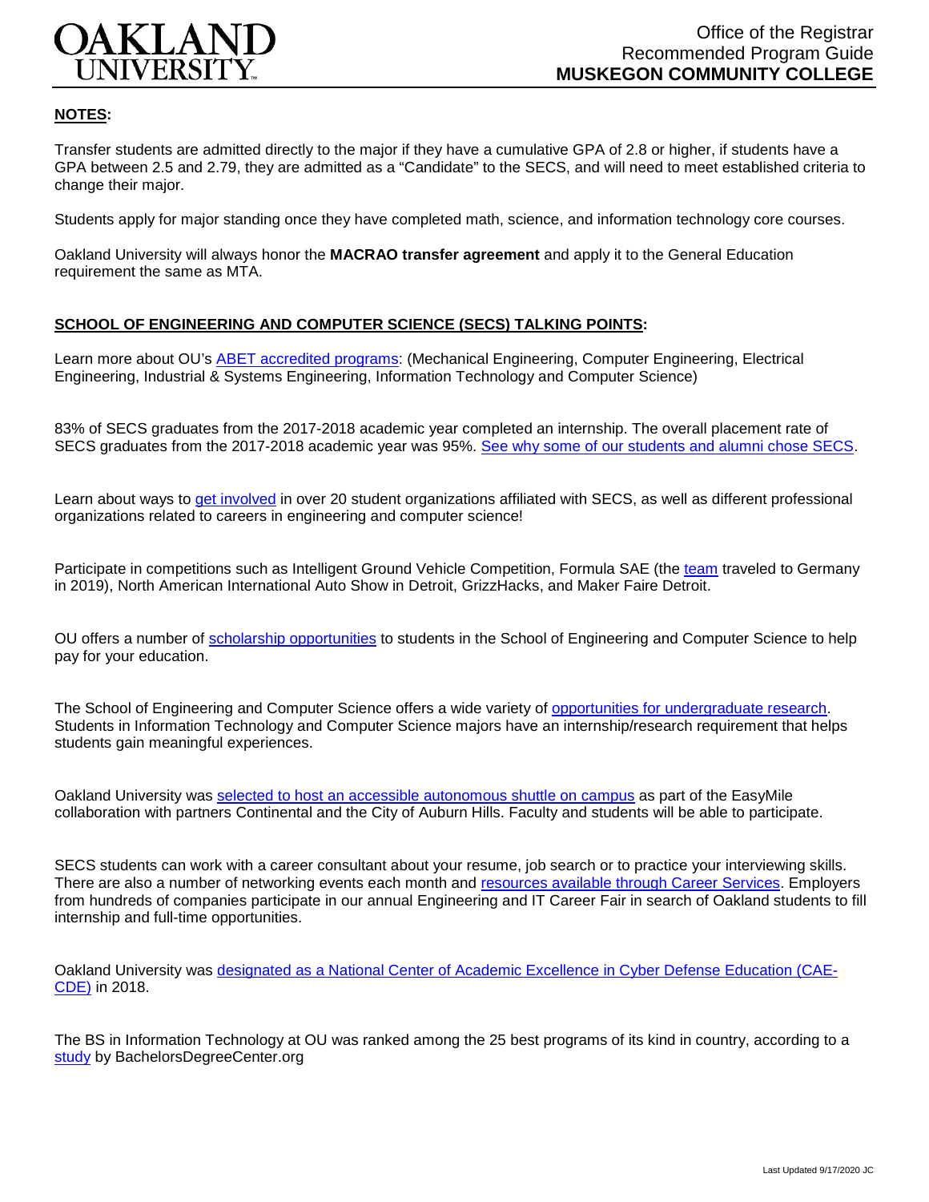## NOTES:

Transfer students are admitted directly to the major if they have a cumulative GPA of 2.8 or higher, if students have a GPA between 2.5 and 2.79, they are admitted as a "Candidate" to the SECS, and will need to meet established criteria to change their major.

Students apply for major standing once they have completed math, science, and information technology core courses.

Oakland University will always honor the **MACRAO transfer agreement** and apply it to the General Education requirement the same as MTA.

## SCHOOL OF ENGINEERING AND COMPUTER SCIENCE (SECS) TALKING POINTS:

Learn more about OU's ABET accredited programs: (Mechanical Engineering, Computer Engineering, Electrical Engineering, Industrial & Systems Engineering, Information Technology and Computer Science)

83% of SECS graduates from the 2017-2018 academic year completed an internship. The overall placement rate of SECS graduates from the 2017-2018 academic year was 95%. See why some of our students and alumni chose SECS.

Learn about ways to get involved in over 20 student organizations affiliated with SECS, as well as different professional organizations related to careers in engineering and computer science!

Participate in competitions such as Intelligent Ground Vehicle Competition, Formula SAE (the team traveled to Germany in 2019), North American International Auto Show in Detroit, GrizzHacks, and Maker Faire Detroit.

OU offers a number of scholarship opportunities to students in the School of Engineering and Computer Science to help pay for your education.

The School of Engineering and Computer Science offers a wide variety of opportunities for undergraduate research. Students in Information Technology and Computer Science majors have an internship/research requirement that helps students gain meaningful experiences.

Oakland University was selected to host an accessible autonomous shuttle on campus as part of the EasyMile collaboration with partners Continental and the City of Auburn Hills. Faculty and students will be able to participate.

SECS students can work with a career consultant about your resume, job search or to practice your interviewing skills. There are also a number of networking events each month and resources available through Career Services. Employers from hundreds of companies participate in our annual Engineering and IT Career Fair in search of Oakland students to fill internship and full-time opportunities.

Oakland University was designated as a National Center of Academic Excellence in Cyber Defense Education (CAE-CDE) in 2018.

The BS in Information Technology at OU was ranked among the 25 best programs of its kind in country, according to a study by BachelorsDegreeCenter.org

Last Updated 9/17/2020 JC